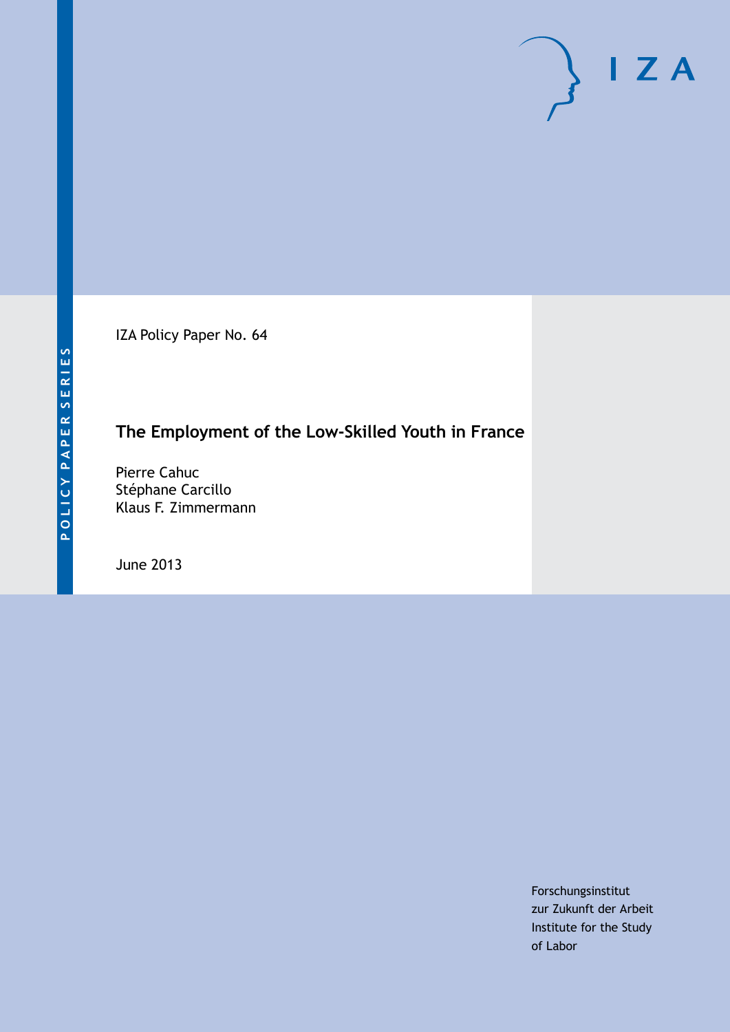POLICY PAPER SERIES

IZA Policy Paper No. 64

# The Employment of the Low-Skilled Youth in France

Pierre Cahuc
Stéphane Carcillo
Klaus F. Zimmermann

June 2013

Forschungsinstitut
zur Zukunft der Arbeit
Institute for the Study
of Labor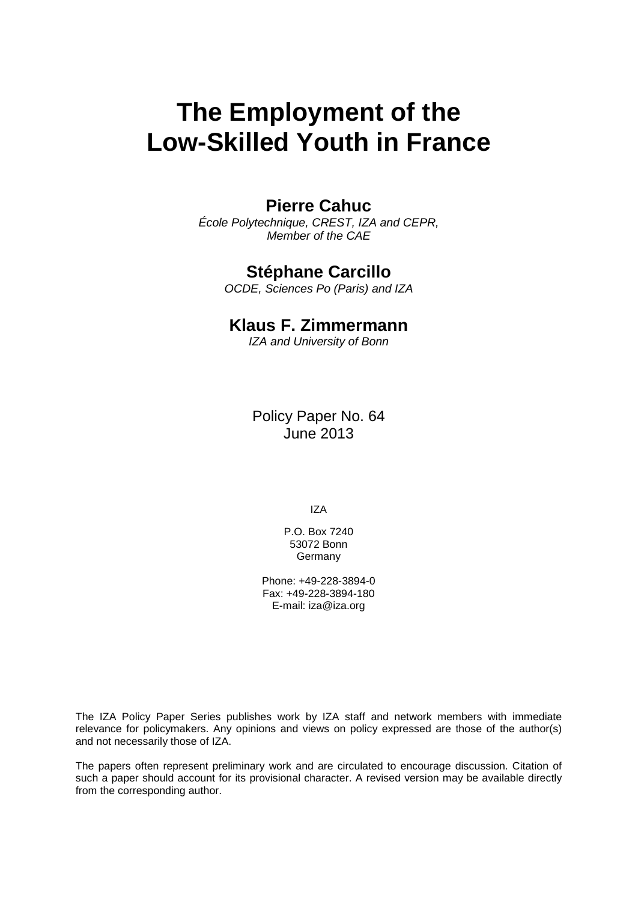# The Employment of the Low-Skilled Youth in France

## Pierre Cahuc

*École Polytechnique, CREST, IZA and CEPR, Member of the CAE*

## Stéphane Carcillo

*OCDE, Sciences Po (Paris) and IZA*

## Klaus F. Zimmermann

*IZA and University of Bonn*

Policy Paper No. 64
June 2013

IZA

P.O. Box 7240
53072 Bonn
Germany

Phone: +49-228-3894-0
Fax: +49-228-3894-180
E-mail: iza@iza.org

The IZA Policy Paper Series publishes work by IZA staff and network members with immediate relevance for policymakers. Any opinions and views on policy expressed are those of the author(s) and not necessarily those of IZA.

The papers often represent preliminary work and are circulated to encourage discussion. Citation of such a paper should account for its provisional character. A revised version may be available directly from the corresponding author.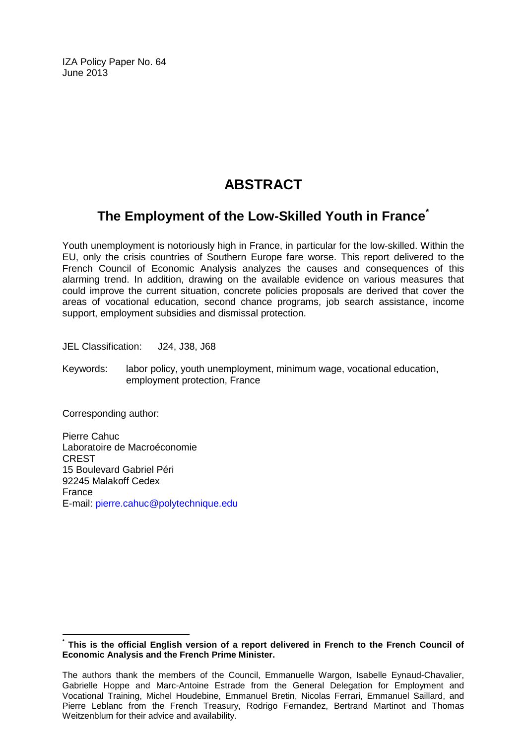IZA Policy Paper No. 64
June 2013

# ABSTRACT

## The Employment of the Low-Skilled Youth in France[*]

Youth unemployment is notoriously high in France, in particular for the low-skilled. Within the EU, only the crisis countries of Southern Europe fare worse. This report delivered to the French Council of Economic Analysis analyzes the causes and consequences of this alarming trend. In addition, drawing on the available evidence on various measures that could improve the current situation, concrete policies proposals are derived that cover the areas of vocational education, second chance programs, job search assistance, income support, employment subsidies and dismissal protection.

JEL Classification: J24, J38, J68

Keywords: labor policy, youth unemployment, minimum wage, vocational education, employment protection, France

Corresponding author:

Pierre Cahuc
Laboratoire de Macroéconomie
CREST
15 Boulevard Gabriel Péri
92245 Malakoff Cedex
France
E-mail: pierre.cahuc@polytechnique.edu

---

[*] **This is the official English version of a report delivered in French to the French Council of Economic Analysis and the French Prime Minister.**

The authors thank the members of the Council, Emmanuelle Wargon, Isabelle Eynaud-Chavalier, Gabrielle Hoppe and Marc-Antoine Estrade from the General Delegation for Employment and Vocational Training, Michel Houdebine, Emmanuel Bretin, Nicolas Ferrari, Emmanuel Saillard, and Pierre Leblanc from the French Treasury, Rodrigo Fernandez, Bertrand Martinot and Thomas Weitzenblum for their advice and availability.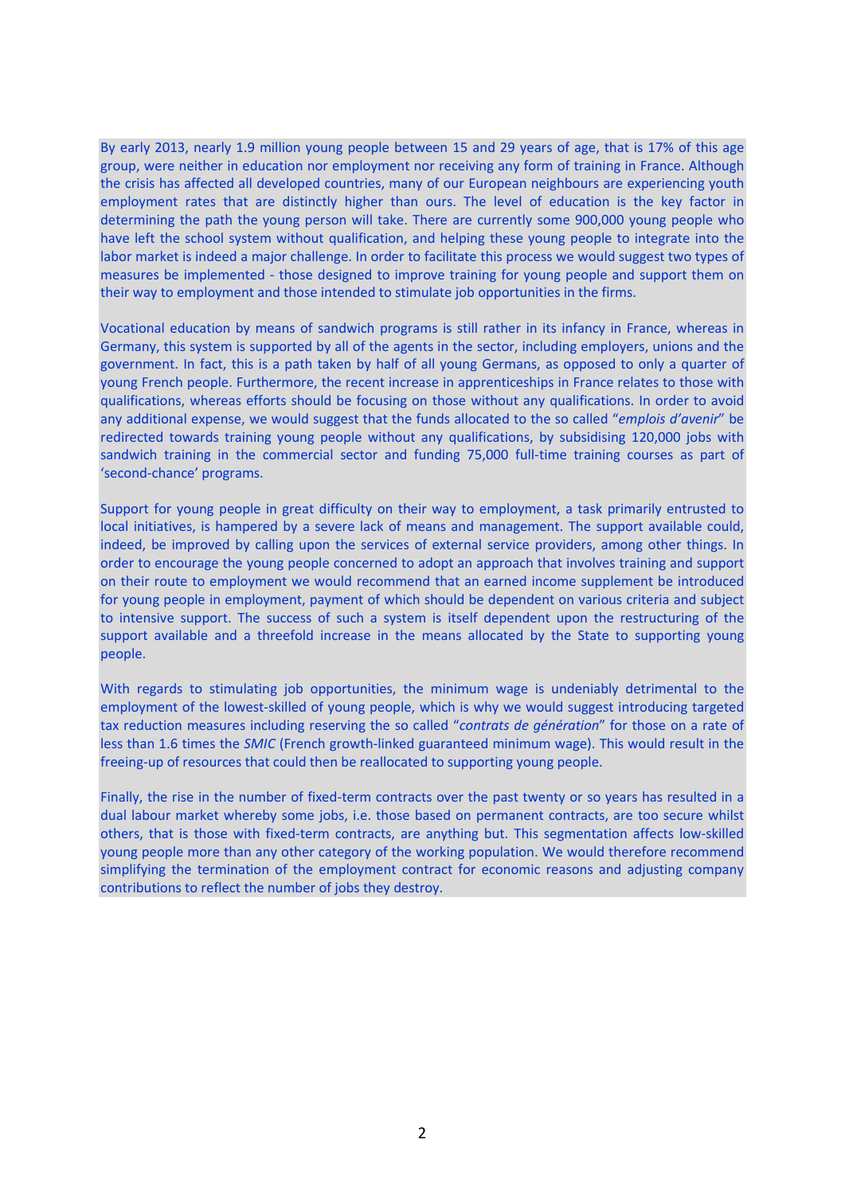By early 2013, nearly 1.9 million young people between 15 and 29 years of age, that is 17% of this age group, were neither in education nor employment nor receiving any form of training in France. Although the crisis has affected all developed countries, many of our European neighbours are experiencing youth employment rates that are distinctly higher than ours. The level of education is the key factor in determining the path the young person will take. There are currently some 900,000 young people who have left the school system without qualification, and helping these young people to integrate into the labor market is indeed a major challenge. In order to facilitate this process we would suggest two types of measures be implemented - those designed to improve training for young people and support them on their way to employment and those intended to stimulate job opportunities in the firms.

Vocational education by means of sandwich programs is still rather in its infancy in France, whereas in Germany, this system is supported by all of the agents in the sector, including employers, unions and the government. In fact, this is a path taken by half of all young Germans, as opposed to only a quarter of young French people. Furthermore, the recent increase in apprenticeships in France relates to those with qualifications, whereas efforts should be focusing on those without any qualifications. In order to avoid any additional expense, we would suggest that the funds allocated to the so called "*emplois d'avenir*" be redirected towards training young people without any qualifications, by subsidising 120,000 jobs with sandwich training in the commercial sector and funding 75,000 full-time training courses as part of 'second-chance' programs.

Support for young people in great difficulty on their way to employment, a task primarily entrusted to local initiatives, is hampered by a severe lack of means and management. The support available could, indeed, be improved by calling upon the services of external service providers, among other things. In order to encourage the young people concerned to adopt an approach that involves training and support on their route to employment we would recommend that an earned income supplement be introduced for young people in employment, payment of which should be dependent on various criteria and subject to intensive support. The success of such a system is itself dependent upon the restructuring of the support available and a threefold increase in the means allocated by the State to supporting young people.

With regards to stimulating job opportunities, the minimum wage is undeniably detrimental to the employment of the lowest-skilled of young people, which is why we would suggest introducing targeted tax reduction measures including reserving the so called "*contrats de génération*" for those on a rate of less than 1.6 times the *SMIC* (French growth-linked guaranteed minimum wage). This would result in the freeing-up of resources that could then be reallocated to supporting young people.

Finally, the rise in the number of fixed-term contracts over the past twenty or so years has resulted in a dual labour market whereby some jobs, i.e. those based on permanent contracts, are too secure whilst others, that is those with fixed-term contracts, are anything but. This segmentation affects low-skilled young people more than any other category of the working population. We would therefore recommend simplifying the termination of the employment contract for economic reasons and adjusting company contributions to reflect the number of jobs they destroy.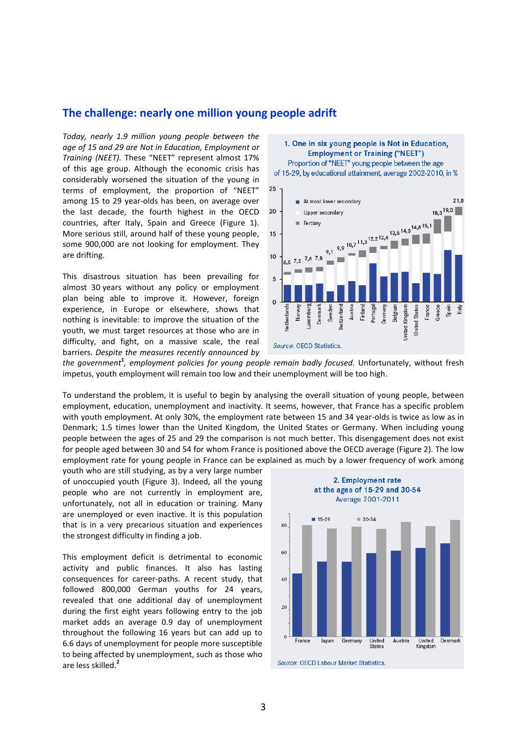## The challenge: nearly one million young people adrift

*Today, nearly 1.9 million young people between the age of 15 and 29 are Not in Education, Employment or Training (NEET).* These "NEET" represent almost 17% of this age group. Although the economic crisis has considerably worsened the situation of the young in terms of employment, the proportion of "NEET" among 15 to 29 year-olds has been, on average over the last decade, the fourth highest in the OECD countries, after Italy, Spain and Greece (Figure 1). More serious still, around half of these young people, some 900,000 are not looking for employment. They are drifting.

**1. One in six young people is Not in Education, Employment or Training ("NEET")**

Proportion of "NEET" young people between the age of 15-29, by educational attainment, average 2002-2010, in %

| Country | Total (%) |
|---|---|
| Netherlands | 6,6 |
| Norway | 7,2 |
| Luxemburg | 7,6 |
| Denmark | 7,8 |
| Sweden | 9,1 |
| Switzerland | 9,9 |
| Austria | 10,7 |
| Finland | 11,3 |
| Portugal | 12,2 |
| Germany | 12,4 |
| Belgium | 13,5 |
| United Kingdom | 14,0 |
| United States | 14,8 |
| France | 15,1 |
| Greece | 18,3 |
| Spain | 19,0 |
| Italy | 21,0 |

Legend: At most lower secondary; Upper secondary; Tertiary

*Source:* OECD Statistics.

This disastrous situation has been prevailing for almost 30 years without any policy or employment plan being able to improve it. However, foreign experience, in Europe or elsewhere, shows that nothing is inevitable: to improve the situation of the youth, we must target resources at those who are in difficulty, and fight, on a massive scale, the real barriers. *Despite the measures recently announced by the government*[1]*, employment policies for young people remain badly focused.* Unfortunately, without fresh impetus, youth employment will remain too low and their unemployment will be too high.

To understand the problem, it is useful to begin by analysing the overall situation of young people, between employment, education, unemployment and inactivity. It seems, however, that France has a specific problem with youth employment. At only 30%, the employment rate between 15 and 34 year-olds is twice as low as in Denmark; 1.5 times lower than the United Kingdom, the United States or Germany. When including young people between the ages of 25 and 29 the comparison is not much better. This disengagement does not exist for people aged between 30 and 54 for whom France is positioned above the OECD average (Figure 2). The low employment rate for young people in France can be explained as much by a lower frequency of work among youth who are still studying, as by a very large number of unoccupied youth (Figure 3). Indeed, all the young people who are not currently in employment are, unfortunately, not all in education or training. Many are unemployed or even inactive. It is this population that is in a very precarious situation and experiences the strongest difficulty in finding a job.

**2. Employment rate at the ages of 15-29 and 30-54**

Average 2001-2011

Countries: France, Japan, Germany, United States, Austria, United Kingdom, Denmark

Legend: 15-29; 30-34

*Source:* OECD Labour Market Statistics.

This employment deficit is detrimental to economic activity and public finances. It also has lasting consequences for career-paths. A recent study, that followed 800,000 German youths for 24 years, revealed that one additional day of unemployment during the first eight years following entry to the job market adds an average 0.9 day of unemployment throughout the following 16 years but can add up to 6.6 days of unemployment for people more susceptible to being affected by unemployment, such as those who are less skilled.[2]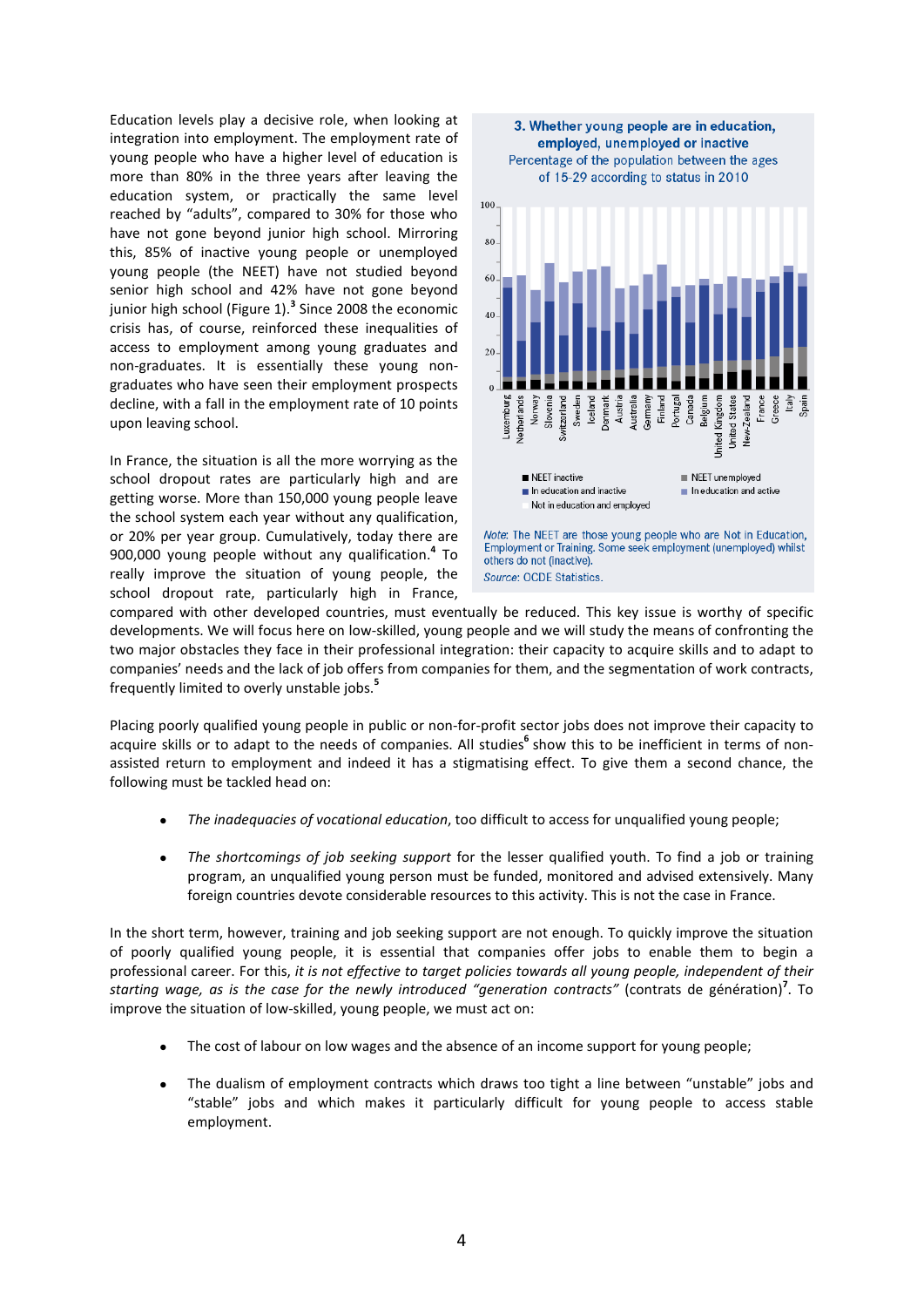Education levels play a decisive role, when looking at integration into employment. The employment rate of young people who have a higher level of education is more than 80% in the three years after leaving the education system, or practically the same level reached by "adults", compared to 30% for those who have not gone beyond junior high school. Mirroring this, 85% of inactive young people or unemployed young people (the NEET) have not studied beyond senior high school and 42% have not gone beyond junior high school (Figure 1).[3] Since 2008 the economic crisis has, of course, reinforced these inequalities of access to employment among young graduates and non-graduates. It is essentially these young non-graduates who have seen their employment prospects decline, with a fall in the employment rate of 10 points upon leaving school.

**3. Whether young people are in education, employed, unemployed or inactive**

Percentage of the population between the ages of 15-29 according to status in 2010

*Note*: The NEET are those young people who are Not in Education, Employment or Training. Some seek employment (unemployed) whilst others do not (inactive).

*Source*: OCDE Statistics.

In France, the situation is all the more worrying as the school dropout rates are particularly high and are getting worse. More than 150,000 young people leave the school system each year without any qualification, or 20% per year group. Cumulatively, today there are 900,000 young people without any qualification.[4] To really improve the situation of young people, the school dropout rate, particularly high in France, compared with other developed countries, must eventually be reduced. This key issue is worthy of specific developments. We will focus here on low-skilled, young people and we will study the means of confronting the two major obstacles they face in their professional integration: their capacity to acquire skills and to adapt to companies' needs and the lack of job offers from companies for them, and the segmentation of work contracts, frequently limited to overly unstable jobs.[5]

Placing poorly qualified young people in public or non-for-profit sector jobs does not improve their capacity to acquire skills or to adapt to the needs of companies. All studies[6] show this to be inefficient in terms of non-assisted return to employment and indeed it has a stigmatising effect. To give them a second chance, the following must be tackled head on:

- *The inadequacies of vocational education*, too difficult to access for unqualified young people;
- *The shortcomings of job seeking support* for the lesser qualified youth. To find a job or training program, an unqualified young person must be funded, monitored and advised extensively. Many foreign countries devote considerable resources to this activity. This is not the case in France.

In the short term, however, training and job seeking support are not enough. To quickly improve the situation of poorly qualified young people, it is essential that companies offer jobs to enable them to begin a professional career. For this, *it is not effective to target policies towards all young people, independent of their starting wage, as is the case for the newly introduced "generation contracts"* (contrats de génération)[7]. To improve the situation of low-skilled, young people, we must act on:

- The cost of labour on low wages and the absence of an income support for young people;
- The dualism of employment contracts which draws too tight a line between "unstable" jobs and "stable" jobs and which makes it particularly difficult for young people to access stable employment.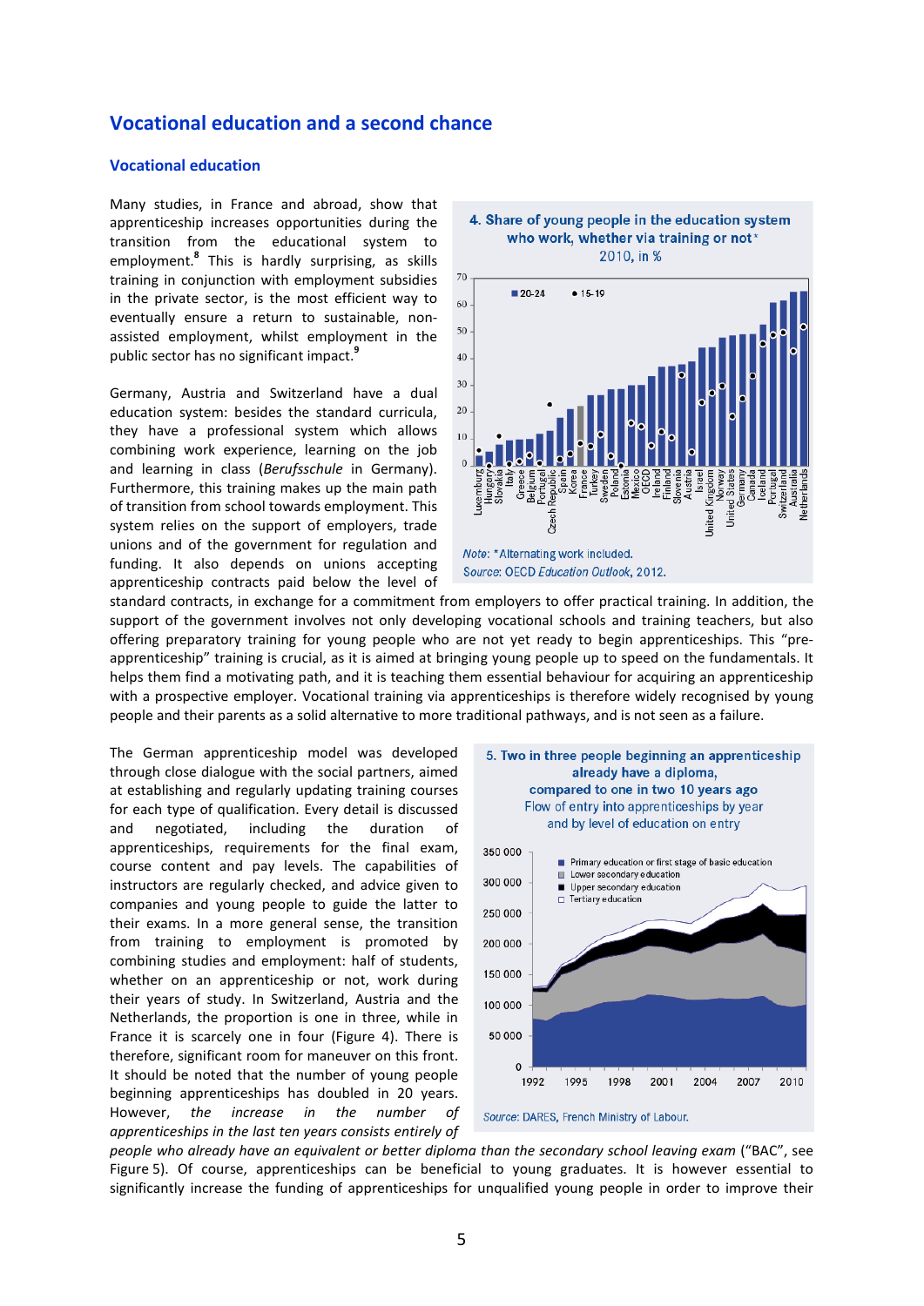## Vocational education and a second chance

### Vocational education

Many studies, in France and abroad, show that apprenticeship increases opportunities during the transition from the educational system to employment.[8] This is hardly surprising, as skills training in conjunction with employment subsidies in the private sector, is the most efficient way to eventually ensure a return to sustainable, non-assisted employment, whilst employment in the public sector has no significant impact.[9]

Germany, Austria and Switzerland have a dual education system: besides the standard curricula, they have a professional system which allows combining work experience, learning on the job and learning in class (*Berufsschule* in Germany). Furthermore, this training makes up the main path of transition from school towards employment. This system relies on the support of employers, trade unions and of the government for regulation and funding. It also depends on unions accepting apprenticeship contracts paid below the level of standard contracts, in exchange for a commitment from employers to offer practical training. In addition, the support of the government involves not only developing vocational schools and training teachers, but also offering preparatory training for young people who are not yet ready to begin apprenticeships. This "pre-apprenticeship" training is crucial, as it is aimed at bringing young people up to speed on the fundamentals. It helps them find a motivating path, and it is teaching them essential behaviour for acquiring an apprenticeship with a prospective employer. Vocational training via apprenticeships is therefore widely recognised by young people and their parents as a solid alternative to more traditional pathways, and is not seen as a failure.

**4. Share of young people in the education system who work, whether via training or not\***
2010, in %

*Note*: \*Alternating work included.
*Source*: OECD *Education Outlook*, 2012.

The German apprenticeship model was developed through close dialogue with the social partners, aimed at establishing and regularly updating training courses for each type of qualification. Every detail is discussed and negotiated, including the duration of apprenticeships, requirements for the final exam, course content and pay levels. The capabilities of instructors are regularly checked, and advice given to companies and young people to guide the latter to their exams. In a more general sense, the transition from training to employment is promoted by combining studies and employment: half of students, whether on an apprenticeship or not, work during their years of study. In Switzerland, Austria and the Netherlands, the proportion is one in three, while in France it is scarcely one in four (Figure 4). There is therefore, significant room for maneuver on this front. It should be noted that the number of young people beginning apprenticeships has doubled in 20 years. However, *the increase in the number of apprenticeships in the last ten years consists entirely of people who already have an equivalent or better diploma than the secondary school leaving exam* ("BAC", see Figure 5). Of course, apprenticeships can be beneficial to young graduates. It is however essential to significantly increase the funding of apprenticeships for unqualified young people in order to improve their

**5. Two in three people beginning an apprenticeship already have a diploma, compared to one in two 10 years ago**
Flow of entry into apprenticeships by year and by level of education on entry

*Source*: DARES, French Ministry of Labour.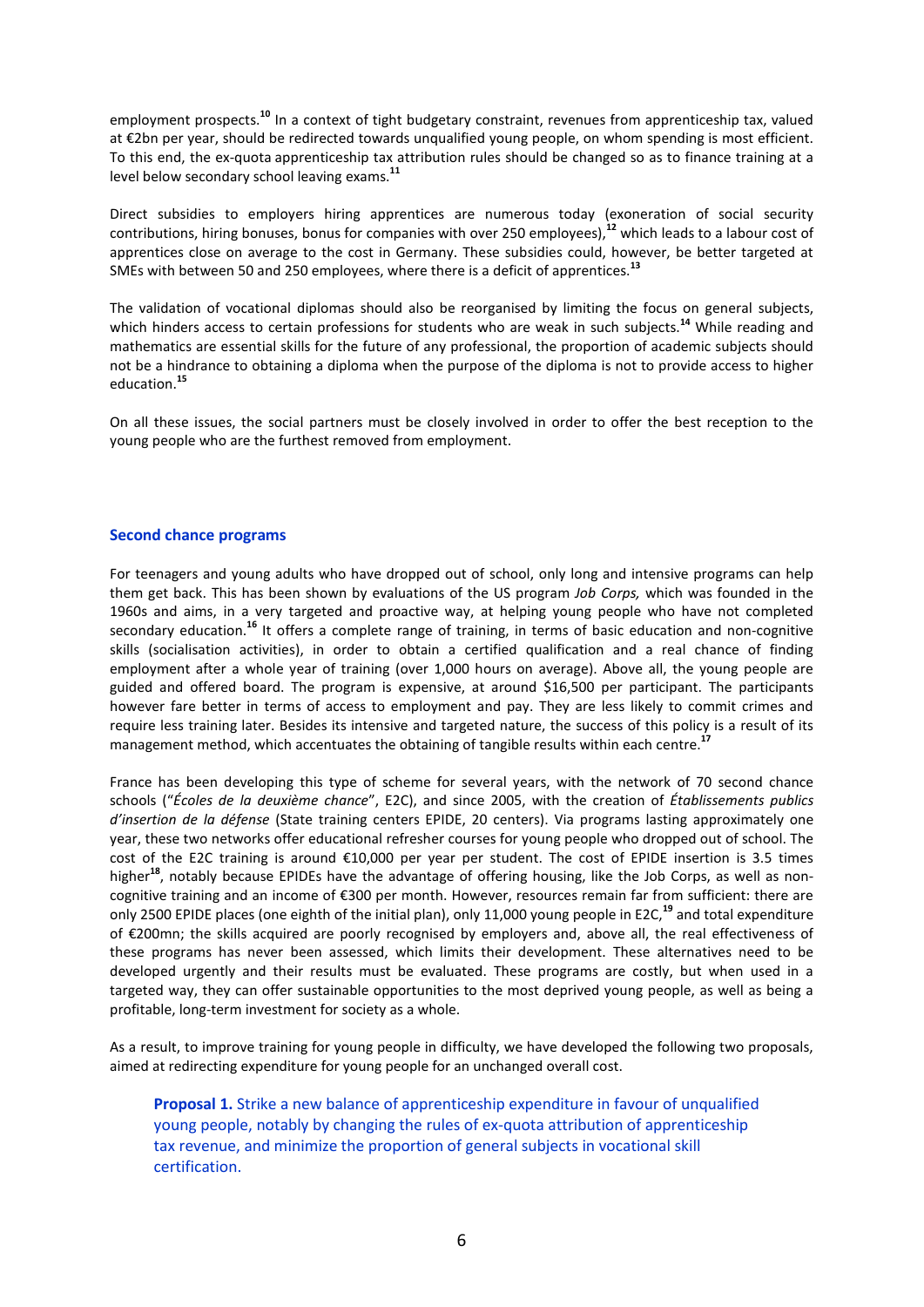employment prospects.[10] In a context of tight budgetary constraint, revenues from apprenticeship tax, valued at €2bn per year, should be redirected towards unqualified young people, on whom spending is most efficient. To this end, the ex-quota apprenticeship tax attribution rules should be changed so as to finance training at a level below secondary school leaving exams.[11]

Direct subsidies to employers hiring apprentices are numerous today (exoneration of social security contributions, hiring bonuses, bonus for companies with over 250 employees),[12] which leads to a labour cost of apprentices close on average to the cost in Germany. These subsidies could, however, be better targeted at SMEs with between 50 and 250 employees, where there is a deficit of apprentices.[13]

The validation of vocational diplomas should also be reorganised by limiting the focus on general subjects, which hinders access to certain professions for students who are weak in such subjects.[14] While reading and mathematics are essential skills for the future of any professional, the proportion of academic subjects should not be a hindrance to obtaining a diploma when the purpose of the diploma is not to provide access to higher education.[15]

On all these issues, the social partners must be closely involved in order to offer the best reception to the young people who are the furthest removed from employment.

### Second chance programs

For teenagers and young adults who have dropped out of school, only long and intensive programs can help them get back. This has been shown by evaluations of the US program *Job Corps,* which was founded in the 1960s and aims, in a very targeted and proactive way, at helping young people who have not completed secondary education.[16] It offers a complete range of training, in terms of basic education and non-cognitive skills (socialisation activities), in order to obtain a certified qualification and a real chance of finding employment after a whole year of training (over 1,000 hours on average). Above all, the young people are guided and offered board. The program is expensive, at around $16,500 per participant. The participants however fare better in terms of access to employment and pay. They are less likely to commit crimes and require less training later. Besides its intensive and targeted nature, the success of this policy is a result of its management method, which accentuates the obtaining of tangible results within each centre.[17]

France has been developing this type of scheme for several years, with the network of 70 second chance schools ("*Écoles de la deuxième chance*", E2C), and since 2005, with the creation of *Établissements publics d'insertion de la défense* (State training centers EPIDE, 20 centers). Via programs lasting approximately one year, these two networks offer educational refresher courses for young people who dropped out of school. The cost of the E2C training is around €10,000 per year per student. The cost of EPIDE insertion is 3.5 times higher[18], notably because EPIDEs have the advantage of offering housing, like the Job Corps, as well as non-cognitive training and an income of €300 per month. However, resources remain far from sufficient: there are only 2500 EPIDE places (one eighth of the initial plan), only 11,000 young people in E2C,[19] and total expenditure of €200mn; the skills acquired are poorly recognised by employers and, above all, the real effectiveness of these programs has never been assessed, which limits their development. These alternatives need to be developed urgently and their results must be evaluated. These programs are costly, but when used in a targeted way, they can offer sustainable opportunities to the most deprived young people, as well as being a profitable, long-term investment for society as a whole.

As a result, to improve training for young people in difficulty, we have developed the following two proposals, aimed at redirecting expenditure for young people for an unchanged overall cost.

> **Proposal 1.** Strike a new balance of apprenticeship expenditure in favour of unqualified young people, notably by changing the rules of ex-quota attribution of apprenticeship tax revenue, and minimize the proportion of general subjects in vocational skill certification.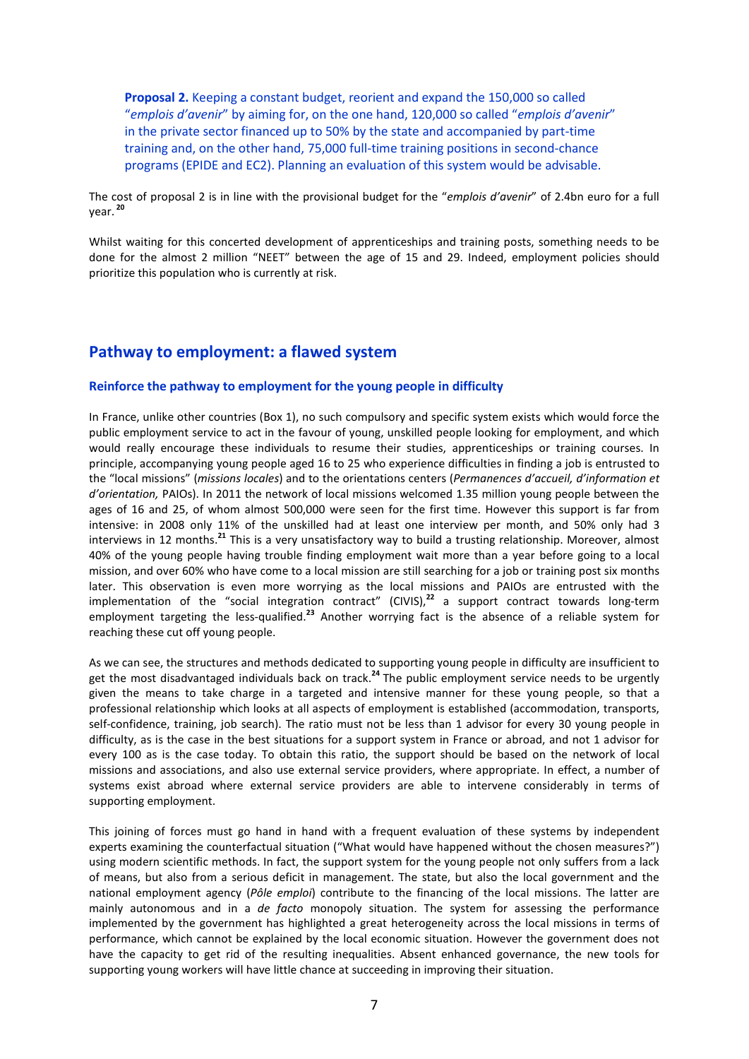**Proposal 2.** Keeping a constant budget, reorient and expand the 150,000 so called "*emplois d'avenir*" by aiming for, on the one hand, 120,000 so called "*emplois d'avenir*" in the private sector financed up to 50% by the state and accompanied by part-time training and, on the other hand, 75,000 full-time training positions in second-chance programs (EPIDE and EC2). Planning an evaluation of this system would be advisable.

The cost of proposal 2 is in line with the provisional budget for the "*emplois d'avenir*" of 2.4bn euro for a full year.[20]

Whilst waiting for this concerted development of apprenticeships and training posts, something needs to be done for the almost 2 million "NEET" between the age of 15 and 29. Indeed, employment policies should prioritize this population who is currently at risk.

## Pathway to employment: a flawed system

### Reinforce the pathway to employment for the young people in difficulty

In France, unlike other countries (Box 1), no such compulsory and specific system exists which would force the public employment service to act in the favour of young, unskilled people looking for employment, and which would really encourage these individuals to resume their studies, apprenticeships or training courses. In principle, accompanying young people aged 16 to 25 who experience difficulties in finding a job is entrusted to the "local missions" (*missions locales*) and to the orientations centers (*Permanences d'accueil, d'information et d'orientation,* PAIOs). In 2011 the network of local missions welcomed 1.35 million young people between the ages of 16 and 25, of whom almost 500,000 were seen for the first time. However this support is far from intensive: in 2008 only 11% of the unskilled had at least one interview per month, and 50% only had 3 interviews in 12 months.[21] This is a very unsatisfactory way to build a trusting relationship. Moreover, almost 40% of the young people having trouble finding employment wait more than a year before going to a local mission, and over 60% who have come to a local mission are still searching for a job or training post six months later. This observation is even more worrying as the local missions and PAIOs are entrusted with the implementation of the "social integration contract" (CIVIS),[22] a support contract towards long-term employment targeting the less-qualified.[23] Another worrying fact is the absence of a reliable system for reaching these cut off young people.

As we can see, the structures and methods dedicated to supporting young people in difficulty are insufficient to get the most disadvantaged individuals back on track.[24] The public employment service needs to be urgently given the means to take charge in a targeted and intensive manner for these young people, so that a professional relationship which looks at all aspects of employment is established (accommodation, transports, self-confidence, training, job search). The ratio must not be less than 1 advisor for every 30 young people in difficulty, as is the case in the best situations for a support system in France or abroad, and not 1 advisor for every 100 as is the case today. To obtain this ratio, the support should be based on the network of local missions and associations, and also use external service providers, where appropriate. In effect, a number of systems exist abroad where external service providers are able to intervene considerably in terms of supporting employment.

This joining of forces must go hand in hand with a frequent evaluation of these systems by independent experts examining the counterfactual situation ("What would have happened without the chosen measures?") using modern scientific methods. In fact, the support system for the young people not only suffers from a lack of means, but also from a serious deficit in management. The state, but also the local government and the national employment agency (*Pôle emploi*) contribute to the financing of the local missions. The latter are mainly autonomous and in a *de facto* monopoly situation. The system for assessing the performance implemented by the government has highlighted a great heterogeneity across the local missions in terms of performance, which cannot be explained by the local economic situation. However the government does not have the capacity to get rid of the resulting inequalities. Absent enhanced governance, the new tools for supporting young workers will have little chance at succeeding in improving their situation.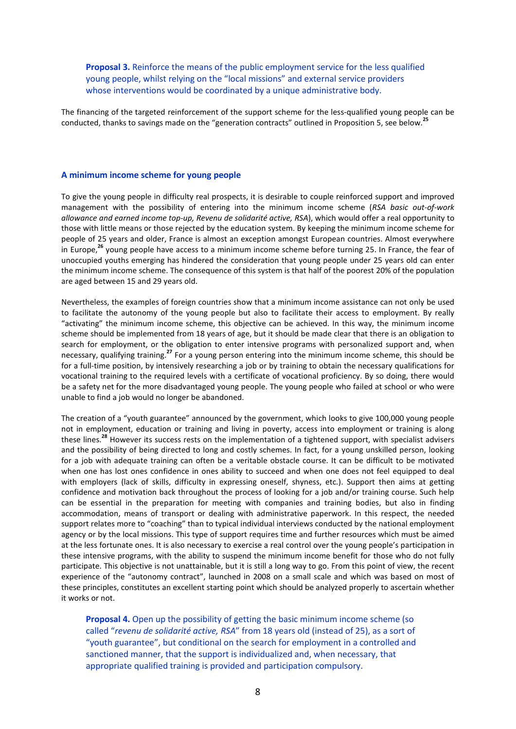**Proposal 3.** Reinforce the means of the public employment service for the less qualified young people, whilst relying on the "local missions" and external service providers whose interventions would be coordinated by a unique administrative body.

The financing of the targeted reinforcement of the support scheme for the less-qualified young people can be conducted, thanks to savings made on the "generation contracts" outlined in Proposition 5, see below.[25]

### A minimum income scheme for young people

To give the young people in difficulty real prospects, it is desirable to couple reinforced support and improved management with the possibility of entering into the minimum income scheme (*RSA basic out-of-work allowance and earned income top-up, Revenu de solidarité active, RSA*), which would offer a real opportunity to those with little means or those rejected by the education system. By keeping the minimum income scheme for people of 25 years and older, France is almost an exception amongst European countries. Almost everywhere in Europe,[26] young people have access to a minimum income scheme before turning 25. In France, the fear of unoccupied youths emerging has hindered the consideration that young people under 25 years old can enter the minimum income scheme. The consequence of this system is that half of the poorest 20% of the population are aged between 15 and 29 years old.

Nevertheless, the examples of foreign countries show that a minimum income assistance can not only be used to facilitate the autonomy of the young people but also to facilitate their access to employment. By really "activating" the minimum income scheme, this objective can be achieved. In this way, the minimum income scheme should be implemented from 18 years of age, but it should be made clear that there is an obligation to search for employment, or the obligation to enter intensive programs with personalized support and, when necessary, qualifying training.[27] For a young person entering into the minimum income scheme, this should be for a full-time position, by intensively researching a job or by training to obtain the necessary qualifications for vocational training to the required levels with a certificate of vocational proficiency. By so doing, there would be a safety net for the more disadvantaged young people. The young people who failed at school or who were unable to find a job would no longer be abandoned.

The creation of a "youth guarantee" announced by the government, which looks to give 100,000 young people not in employment, education or training and living in poverty, access into employment or training is along these lines.[28] However its success rests on the implementation of a tightened support, with specialist advisers and the possibility of being directed to long and costly schemes. In fact, for a young unskilled person, looking for a job with adequate training can often be a veritable obstacle course. It can be difficult to be motivated when one has lost ones confidence in ones ability to succeed and when one does not feel equipped to deal with employers (lack of skills, difficulty in expressing oneself, shyness, etc.). Support then aims at getting confidence and motivation back throughout the process of looking for a job and/or training course. Such help can be essential in the preparation for meeting with companies and training bodies, but also in finding accommodation, means of transport or dealing with administrative paperwork. In this respect, the needed support relates more to "coaching" than to typical individual interviews conducted by the national employment agency or by the local missions. This type of support requires time and further resources which must be aimed at the less fortunate ones. It is also necessary to exercise a real control over the young people's participation in these intensive programs, with the ability to suspend the minimum income benefit for those who do not fully participate. This objective is not unattainable, but it is still a long way to go. From this point of view, the recent experience of the "autonomy contract", launched in 2008 on a small scale and which was based on most of these principles, constitutes an excellent starting point which should be analyzed properly to ascertain whether it works or not.

**Proposal 4.** Open up the possibility of getting the basic minimum income scheme (so called "*revenu de solidarité active, RSA*" from 18 years old (instead of 25), as a sort of "youth guarantee", but conditional on the search for employment in a controlled and sanctioned manner, that the support is individualized and, when necessary, that appropriate qualified training is provided and participation compulsory.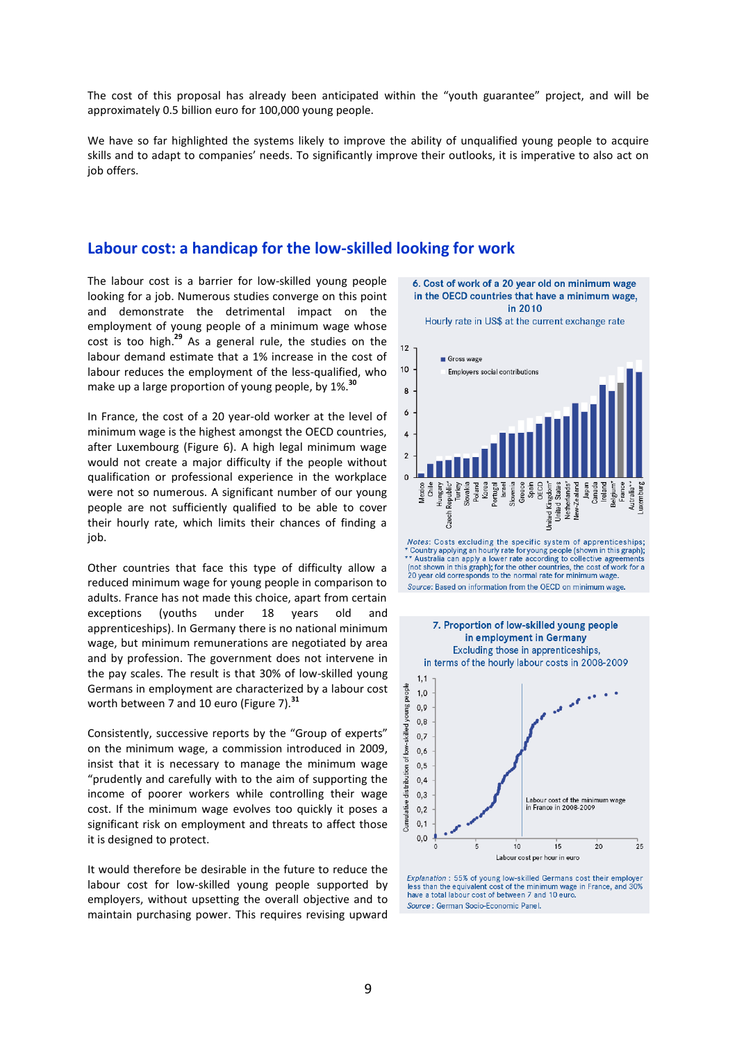The cost of this proposal has already been anticipated within the "youth guarantee" project, and will be approximately 0.5 billion euro for 100,000 young people.

We have so far highlighted the systems likely to improve the ability of unqualified young people to acquire skills and to adapt to companies' needs. To significantly improve their outlooks, it is imperative to also act on job offers.

## Labour cost: a handicap for the low-skilled looking for work

The labour cost is a barrier for low-skilled young people looking for a job. Numerous studies converge on this point and demonstrate the detrimental impact on the employment of young people of a minimum wage whose cost is too high.[29] As a general rule, the studies on the labour demand estimate that a 1% increase in the cost of labour reduces the employment of the less-qualified, who make up a large proportion of young people, by 1%.[30]

In France, the cost of a 20 year-old worker at the level of minimum wage is the highest amongst the OECD countries, after Luxembourg (Figure 6). A high legal minimum wage would not create a major difficulty if the people without qualification or professional experience in the workplace were not so numerous. A significant number of our young people are not sufficiently qualified to be able to cover their hourly rate, which limits their chances of finding a job.

Other countries that face this type of difficulty allow a reduced minimum wage for young people in comparison to adults. France has not made this choice, apart from certain exceptions (youths under 18 years old and apprenticeships). In Germany there is no national minimum wage, but minimum remunerations are negotiated by area and by profession. The government does not intervene in the pay scales. The result is that 30% of low-skilled young Germans in employment are characterized by a labour cost worth between 7 and 10 euro (Figure 7).[31]

Consistently, successive reports by the "Group of experts" on the minimum wage, a commission introduced in 2009, insist that it is necessary to manage the minimum wage "prudently and carefully with the aim of supporting the income of poorer workers while controlling their wage cost. If the minimum wage evolves too quickly it poses a significant risk on employment and threats to affect those it is designed to protect.

It would therefore be desirable in the future to reduce the labour cost for low-skilled young people supported by employers, without upsetting the overall objective and to maintain purchasing power. This requires revising upward

**6. Cost of work of a 20 year old on minimum wage in the OECD countries that have a minimum wage, in 2010**
Hourly rate in US$ at the current exchange rate

*Notes:* Costs excluding the specific system of apprenticeships;
* Country applying an hourly rate for young people (shown in this graph);
** Australia can apply a lower rate according to collective agreements (not shown in this graph); for the other countries, the cost of work for a 20 year old corresponds to the normal rate for minimum wage.
*Source:* Based on information from the OECD on minimum wage.

**7. Proportion of low-skilled young people in employment in Germany**
Excluding those in apprenticeships, in terms of the hourly labour costs in 2008-2009

*Explanation:* 55% of young low-skilled Germans cost their employer less than the equivalent cost of the minimum wage in France, and 30% have a total labour cost of between 7 and 10 euro.
*Source:* German Socio-Economic Panel.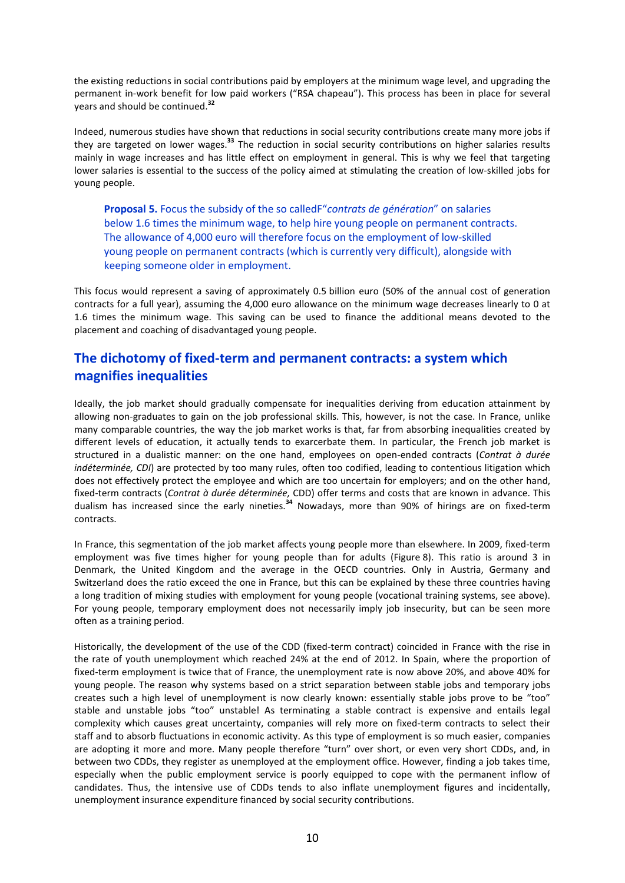the existing reductions in social contributions paid by employers at the minimum wage level, and upgrading the permanent in-work benefit for low paid workers ("RSA chapeau"). This process has been in place for several years and should be continued.[32]

Indeed, numerous studies have shown that reductions in social security contributions create many more jobs if they are targeted on lower wages.[33] The reduction in social security contributions on higher salaries results mainly in wage increases and has little effect on employment in general. This is why we feel that targeting lower salaries is essential to the success of the policy aimed at stimulating the creation of low-skilled jobs for young people.

> **Proposal 5.** Focus the subsidy of the so calledF"*contrats de génération*" on salaries below 1.6 times the minimum wage, to help hire young people on permanent contracts. The allowance of 4,000 euro will therefore focus on the employment of low-skilled young people on permanent contracts (which is currently very difficult), alongside with keeping someone older in employment.

This focus would represent a saving of approximately 0.5 billion euro (50% of the annual cost of generation contracts for a full year), assuming the 4,000 euro allowance on the minimum wage decreases linearly to 0 at 1.6 times the minimum wage. This saving can be used to finance the additional means devoted to the placement and coaching of disadvantaged young people.

## The dichotomy of fixed-term and permanent contracts: a system which magnifies inequalities

Ideally, the job market should gradually compensate for inequalities deriving from education attainment by allowing non-graduates to gain on the job professional skills. This, however, is not the case. In France, unlike many comparable countries, the way the job market works is that, far from absorbing inequalities created by different levels of education, it actually tends to exarcerbate them. In particular, the French job market is structured in a dualistic manner: on the one hand, employees on open-ended contracts (*Contrat à durée indéterminée, CDI*) are protected by too many rules, often too codified, leading to contentious litigation which does not effectively protect the employee and which are too uncertain for employers; and on the other hand, fixed-term contracts (*Contrat à durée déterminée*, CDD) offer terms and costs that are known in advance. This dualism has increased since the early nineties.[34] Nowadays, more than 90% of hirings are on fixed-term contracts.

In France, this segmentation of the job market affects young people more than elsewhere. In 2009, fixed-term employment was five times higher for young people than for adults (Figure 8). This ratio is around 3 in Denmark, the United Kingdom and the average in the OECD countries. Only in Austria, Germany and Switzerland does the ratio exceed the one in France, but this can be explained by these three countries having a long tradition of mixing studies with employment for young people (vocational training systems, see above). For young people, temporary employment does not necessarily imply job insecurity, but can be seen more often as a training period.

Historically, the development of the use of the CDD (fixed-term contract) coincided in France with the rise in the rate of youth unemployment which reached 24% at the end of 2012. In Spain, where the proportion of fixed-term employment is twice that of France, the unemployment rate is now above 20%, and above 40% for young people. The reason why systems based on a strict separation between stable jobs and temporary jobs creates such a high level of unemployment is now clearly known: essentially stable jobs prove to be "too" stable and unstable jobs "too" unstable! As terminating a stable contract is expensive and entails legal complexity which causes great uncertainty, companies will rely more on fixed-term contracts to select their staff and to absorb fluctuations in economic activity. As this type of employment is so much easier, companies are adopting it more and more. Many people therefore "turn" over short, or even very short CDDs, and, in between two CDDs, they register as unemployed at the employment office. However, finding a job takes time, especially when the public employment service is poorly equipped to cope with the permanent inflow of candidates. Thus, the intensive use of CDDs tends to also inflate unemployment figures and incidentally, unemployment insurance expenditure financed by social security contributions.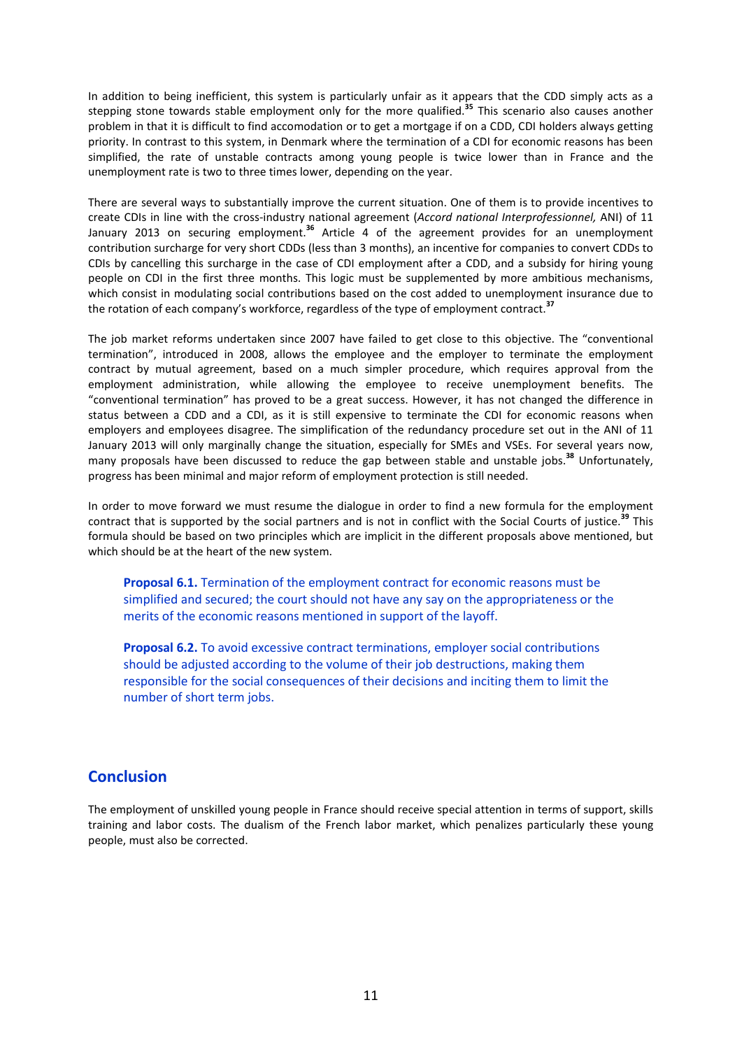In addition to being inefficient, this system is particularly unfair as it appears that the CDD simply acts as a stepping stone towards stable employment only for the more qualified.[35] This scenario also causes another problem in that it is difficult to find accomodation or to get a mortgage if on a CDD, CDI holders always getting priority. In contrast to this system, in Denmark where the termination of a CDI for economic reasons has been simplified, the rate of unstable contracts among young people is twice lower than in France and the unemployment rate is two to three times lower, depending on the year.

There are several ways to substantially improve the current situation. One of them is to provide incentives to create CDIs in line with the cross-industry national agreement (*Accord national Interprofessionnel,* ANI) of 11 January 2013 on securing employment.[36] Article 4 of the agreement provides for an unemployment contribution surcharge for very short CDDs (less than 3 months), an incentive for companies to convert CDDs to CDIs by cancelling this surcharge in the case of CDI employment after a CDD, and a subsidy for hiring young people on CDI in the first three months. This logic must be supplemented by more ambitious mechanisms, which consist in modulating social contributions based on the cost added to unemployment insurance due to the rotation of each company's workforce, regardless of the type of employment contract.[37]

The job market reforms undertaken since 2007 have failed to get close to this objective. The "conventional termination", introduced in 2008, allows the employee and the employer to terminate the employment contract by mutual agreement, based on a much simpler procedure, which requires approval from the employment administration, while allowing the employee to receive unemployment benefits. The "conventional termination" has proved to be a great success. However, it has not changed the difference in status between a CDD and a CDI, as it is still expensive to terminate the CDI for economic reasons when employers and employees disagree. The simplification of the redundancy procedure set out in the ANI of 11 January 2013 will only marginally change the situation, especially for SMEs and VSEs. For several years now, many proposals have been discussed to reduce the gap between stable and unstable jobs.[38] Unfortunately, progress has been minimal and major reform of employment protection is still needed.

In order to move forward we must resume the dialogue in order to find a new formula for the employment contract that is supported by the social partners and is not in conflict with the Social Courts of justice.[39] This formula should be based on two principles which are implicit in the different proposals above mentioned, but which should be at the heart of the new system.

> **Proposal 6.1.** Termination of the employment contract for economic reasons must be simplified and secured; the court should not have any say on the appropriateness or the merits of the economic reasons mentioned in support of the layoff.

> **Proposal 6.2.** To avoid excessive contract terminations, employer social contributions should be adjusted according to the volume of their job destructions, making them responsible for the social consequences of their decisions and inciting them to limit the number of short term jobs.

## Conclusion

The employment of unskilled young people in France should receive special attention in terms of support, skills training and labor costs. The dualism of the French labor market, which penalizes particularly these young people, must also be corrected.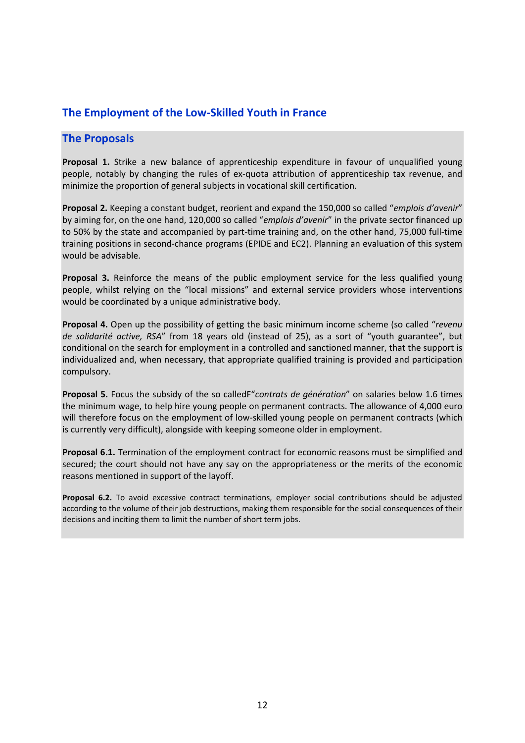## The Employment of the Low-Skilled Youth in France

### The Proposals

**Proposal 1.** Strike a new balance of apprenticeship expenditure in favour of unqualified young people, notably by changing the rules of ex-quota attribution of apprenticeship tax revenue, and minimize the proportion of general subjects in vocational skill certification.

**Proposal 2.** Keeping a constant budget, reorient and expand the 150,000 so called "*emplois d'avenir*" by aiming for, on the one hand, 120,000 so called "*emplois d'avenir*" in the private sector financed up to 50% by the state and accompanied by part-time training and, on the other hand, 75,000 full-time training positions in second-chance programs (EPIDE and EC2). Planning an evaluation of this system would be advisable.

**Proposal 3.** Reinforce the means of the public employment service for the less qualified young people, whilst relying on the "local missions" and external service providers whose interventions would be coordinated by a unique administrative body.

**Proposal 4.** Open up the possibility of getting the basic minimum income scheme (so called "*revenu de solidarité active, RSA*" from 18 years old (instead of 25), as a sort of "youth guarantee", but conditional on the search for employment in a controlled and sanctioned manner, that the support is individualized and, when necessary, that appropriate qualified training is provided and participation compulsory.

**Proposal 5.** Focus the subsidy of the so calledF"*contrats de génération*" on salaries below 1.6 times the minimum wage, to help hire young people on permanent contracts. The allowance of 4,000 euro will therefore focus on the employment of low-skilled young people on permanent contracts (which is currently very difficult), alongside with keeping someone older in employment.

**Proposal 6.1.** Termination of the employment contract for economic reasons must be simplified and secured; the court should not have any say on the appropriateness or the merits of the economic reasons mentioned in support of the layoff.

**Proposal 6.2.** To avoid excessive contract terminations, employer social contributions should be adjusted according to the volume of their job destructions, making them responsible for the social consequences of their decisions and inciting them to limit the number of short term jobs.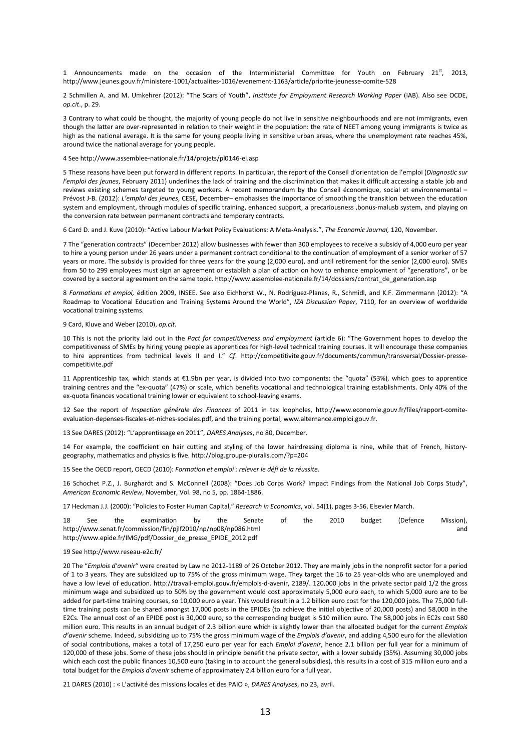1 Announcements made on the occasion of the Interministerial Committee for Youth on February 21st, 2013, http://www.jeunes.gouv.fr/ministere-1001/actualites-1016/evenement-1163/article/priorite-jeunesse-comite-528

2 Schmillen A. and M. Umkehrer (2012): "The Scars of Youth", *Institute for Employment Research Working Paper* (IAB). Also see OCDE, *op.cit*., p. 29.

3 Contrary to what could be thought, the majority of young people do not live in sensitive neighbourhoods and are not immigrants, even though the latter are over-represented in relation to their weight in the population: the rate of NEET among young immigrants is twice as high as the national average. It is the same for young people living in sensitive urban areas, where the unemployment rate reaches 45%, around twice the national average for young people.

4 See http://www.assemblee-nationale.fr/14/projets/pl0146-ei.asp

5 These reasons have been put forward in different reports. In particular, the report of the Conseil d'orientation de l'emploi (*Diagnostic sur l'emploi des jeunes*, February 2011) underlines the lack of training and the discrimination that makes it difficult accessing a stable job and reviews existing schemes targeted to young workers. A recent memorandum by the Conseil économique, social et environnemental – Prévost J-B. (2012): *L'emploi des jeunes*, CESE, December– emphasises the importance of smoothing the transition between the education system and employment, through modules of specific training, enhanced support, a precariousness ,bonus-malusb system, and playing on the conversion rate between permanent contracts and temporary contracts.

6 Card D. and J. Kuve (2010): "Active Labour Market Policy Evaluations: A Meta-Analysis.", *The Economic Journal,* 120, November.

7 The "generation contracts" (December 2012) allow businesses with fewer than 300 employees to receive a subsidy of 4,000 euro per year to hire a young person under 26 years under a permanent contract conditional to the continuation of employment of a senior worker of 57 years or more. The subsidy is provided for three years for the young (2,000 euro), and until retirement for the senior (2,000 euro). SMEs from 50 to 299 employees must sign an agreement or establish a plan of action on how to enhance employment of "generations", or be covered by a sectoral agreement on the same topic. http://www.assemblee-nationale.fr/14/dossiers/contrat_de_generation.asp

8 *Formations et emploi,* édition 2009, INSEE. See also Eichhorst W., N. Rodríguez-Planas, R., Schmidl, and K.F. Zimmermann (2012): "A Roadmap to Vocational Education and Training Systems Around the World", *IZA Discussion Paper*, 7110, for an overview of worldwide vocational training systems.

9 Card, Kluve and Weber (2010), *op.cit*.

10 This is not the priority laid out in the *Pact for competitiveness and employment* (article 6): "The Government hopes to develop the competitiveness of SMEs by hiring young people as apprentices for high-level technical training courses. It will encourage these companies to hire apprentices from technical levels II and I." *Cf*. http://competitivite.gouv.fr/documents/commun/transversal/Dossier-presse-competitivite.pdf

11 Apprenticeship tax, which stands at €1.9bn per year, is divided into two components: the "quota" (53%), which goes to apprentice training centres and the "ex-quota" (47%) or scale, which benefits vocational and technological training establishments. Only 40% of the ex-quota finances vocational training lower or equivalent to school-leaving exams.

12 See the report of *Inspection générale des Finances* of 2011 in tax loopholes, http://www.economie.gouv.fr/files/rapport-comite-evaluation-depenses-fiscales-et-niches-sociales.pdf, and the training portal, www.alternance.emploi.gouv.fr.

13 See DARES (2012): "L'apprentissage en 2011", *DARES Analyses*, no 80, December.

14 For example, the coefficient on hair cutting and styling of the lower hairdressing diploma is nine, while that of French, history-geography, mathematics and physics is five. http://blog.groupe-pluralis.com/?p=204

15 See the OECD report, OECD (2010): *Formation et emploi : relever le défi de la réussite*.

16 Schochet P.Z., J. Burghardt and S. McConnell (2008): "Does Job Corps Work? Impact Findings from the National Job Corps Study", *American Economic Review*, November, Vol. 98, no 5, pp. 1864-1886.

17 Heckman J.J. (2000): "Policies to Foster Human Capital," *Research in Economics*, vol. 54(1), pages 3-56, Elsevier March.

18 See the examination by the Senate of the 2010 budget (Defence Mission), http://www.senat.fr/commission/fin/pjlf2010/np/np08/np086.html and http://www.epide.fr/IMG/pdf/Dossier_de_presse_EPIDE_2012.pdf

19 See http://www.reseau-e2c.fr/

20 The "*Emplois d'avenir"* were created by Law no 2012-1189 of 26 October 2012. They are mainly jobs in the nonprofit sector for a period of 1 to 3 years. They are subsidized up to 75% of the gross minimum wage. They target the 16 to 25 year-olds who are unemployed and have a low level of education. http://travail-emploi.gouv.fr/emplois-d-avenir, 2189/. 120,000 jobs in the private sector paid 1/2 the gross minimum wage and subsidized up to 50% by the government would cost approximately 5,000 euro each, to which 5,000 euro are to be added for part-time training courses, so 10,000 euro a year. This would result in a 1.2 billion euro cost for the 120,000 jobs. The 75,000 full-time training posts can be shared amongst 17,000 posts in the EPIDEs (to achieve the initial objective of 20,000 posts) and 58,000 in the E2Cs. The annual cost of an EPIDE post is 30,000 euro, so the corresponding budget is 510 million euro. The 58,000 jobs in EC2s cost 580 million euro. This results in an annual budget of 2.3 billion euro which is slightly lower than the allocated budget for the current *Emplois d'avenir* scheme. Indeed, subsidizing up to 75% the gross minimum wage of the *Emplois d'avenir*, and adding 4,500 euro for the alleviation of social contributions, makes a total of 17,250 euro per year for each *Emploi d'avenir*, hence 2.1 billion per full year for a minimum of 120,000 of these jobs. Some of these jobs should in principle benefit the private sector, with a lower subsidy (35%). Assuming 30,000 jobs which each cost the public finances 10,500 euro (taking in to account the general subsidies), this results in a cost of 315 million euro and a total budget for the *Emplois d'avenir* scheme of approximately 2.4 billion euro for a full year.

21 DARES (2010) : « L'activité des missions locales et des PAIO », *DARES Analyses*, no 23, avril.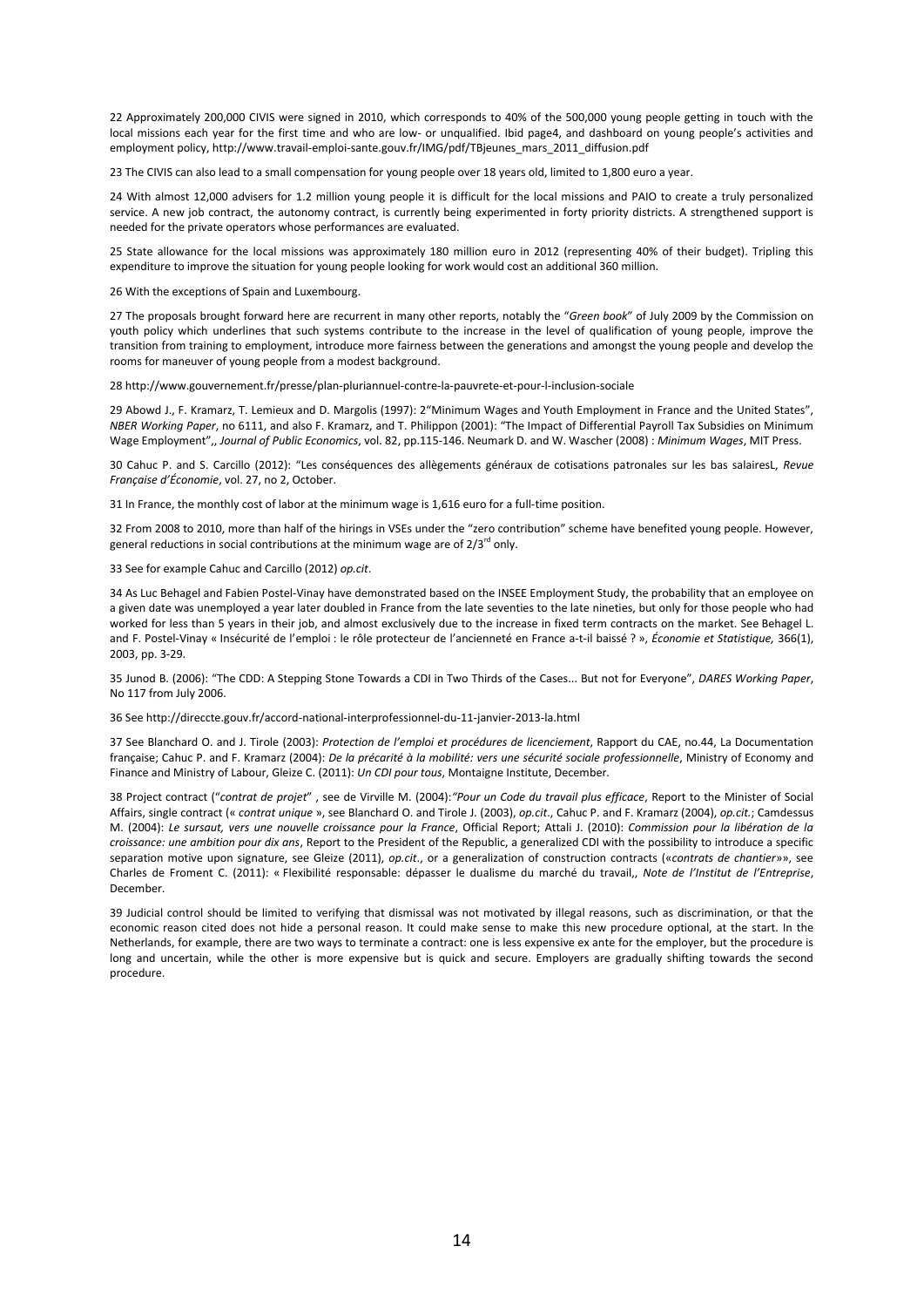22 Approximately 200,000 CIVIS were signed in 2010, which corresponds to 40% of the 500,000 young people getting in touch with the local missions each year for the first time and who are low- or unqualified. Ibid page4, and dashboard on young people's activities and employment policy, http://www.travail-emploi-sante.gouv.fr/IMG/pdf/TBjeunes_mars_2011_diffusion.pdf

23 The CIVIS can also lead to a small compensation for young people over 18 years old, limited to 1,800 euro a year.

24 With almost 12,000 advisers for 1.2 million young people it is difficult for the local missions and PAIO to create a truly personalized service. A new job contract, the autonomy contract, is currently being experimented in forty priority districts. A strengthened support is needed for the private operators whose performances are evaluated.

25 State allowance for the local missions was approximately 180 million euro in 2012 (representing 40% of their budget). Tripling this expenditure to improve the situation for young people looking for work would cost an additional 360 million.

26 With the exceptions of Spain and Luxembourg.

27 The proposals brought forward here are recurrent in many other reports, notably the "*Green book*" of July 2009 by the Commission on youth policy which underlines that such systems contribute to the increase in the level of qualification of young people, improve the transition from training to employment, introduce more fairness between the generations and amongst the young people and develop the rooms for maneuver of young people from a modest background.

28 http://www.gouvernement.fr/presse/plan-pluriannuel-contre-la-pauvrete-et-pour-l-inclusion-sociale

29 Abowd J., F. Kramarz, T. Lemieux and D. Margolis (1997): 2"Minimum Wages and Youth Employment in France and the United States", *NBER Working Paper*, no 6111, and also F. Kramarz, and T. Philippon (2001): "The Impact of Differential Payroll Tax Subsidies on Minimum Wage Employment",, *Journal of Public Economics*, vol. 82, pp.115-146. Neumark D. and W. Wascher (2008) : *Minimum Wages*, MIT Press.

30 Cahuc P. and S. Carcillo (2012): "Les conséquences des allègements généraux de cotisations patronales sur les bas salairesL, *Revue Française d'Économie*, vol. 27, no 2, October.

31 In France, the monthly cost of labor at the minimum wage is 1,616 euro for a full-time position.

32 From 2008 to 2010, more than half of the hirings in VSEs under the "zero contribution" scheme have benefited young people. However, general reductions in social contributions at the minimum wage are of 2/3rd only.

33 See for example Cahuc and Carcillo (2012) *op.cit*.

34 As Luc Behagel and Fabien Postel-Vinay have demonstrated based on the INSEE Employment Study, the probability that an employee on a given date was unemployed a year later doubled in France from the late seventies to the late nineties, but only for those people who had worked for less than 5 years in their job, and almost exclusively due to the increase in fixed term contracts on the market. See Behagel L. and F. Postel-Vinay « Insécurité de l'emploi : le rôle protecteur de l'ancienneté en France a-t-il baissé ? », *Économie et Statistique,* 366(1), 2003, pp. 3-29.

35 Junod B. (2006): "The CDD: A Stepping Stone Towards a CDI in Two Thirds of the Cases... But not for Everyone", *DARES Working Paper*, No 117 from July 2006.

36 See http://direccte.gouv.fr/accord-national-interprofessionnel-du-11-janvier-2013-la.html

37 See Blanchard O. and J. Tirole (2003): *Protection de l'emploi et procédures de licenciement*, Rapport du CAE, no.44, La Documentation française; Cahuc P. and F. Kramarz (2004): *De la précarité à la mobilité: vers une sécurité sociale professionnelle*, Ministry of Economy and Finance and Ministry of Labour, Gleize C. (2011): *Un CDI pour tous*, Montaigne Institute, December.

38 Project contract ("*contrat de projet*" , see de Virville M. (2004):*"Pour un Code du travail plus efficace*, Report to the Minister of Social Affairs, single contract (« *contrat unique* », see Blanchard O. and Tirole J. (2003), *op.cit*., Cahuc P. and F. Kramarz (2004), *op.cit.*; Camdessus M. (2004): *Le sursaut, vers une nouvelle croissance pour la France*, Official Report; Attali J. (2010): *Commission pour la libération de la croissance: une ambition pour dix ans*, Report to the President of the Republic, a generalized CDI with the possibility to introduce a specific separation motive upon signature, see Gleize (2011), *op.cit*., or a generalization of construction contracts («*contrats de chantier*»», see Charles de Froment C. (2011): « Flexibilité responsable: dépasser le dualisme du marché du travail,, *Note de l'Institut de l'Entreprise*, December.

39 Judicial control should be limited to verifying that dismissal was not motivated by illegal reasons, such as discrimination, or that the economic reason cited does not hide a personal reason. It could make sense to make this new procedure optional, at the start. In the Netherlands, for example, there are two ways to terminate a contract: one is less expensive ex ante for the employer, but the procedure is long and uncertain, while the other is more expensive but is quick and secure. Employers are gradually shifting towards the second procedure.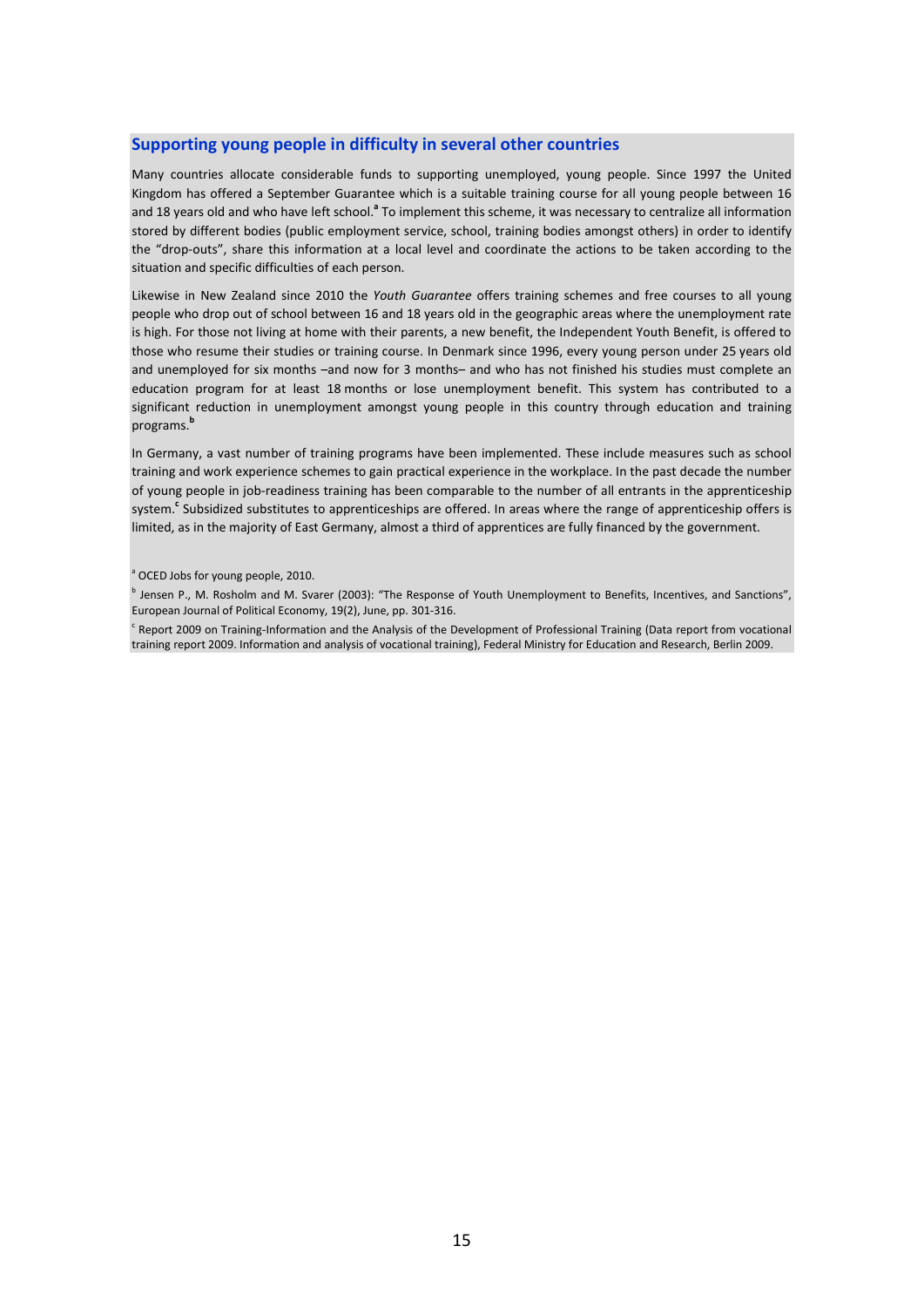## Supporting young people in difficulty in several other countries

Many countries allocate considerable funds to supporting unemployed, young people. Since 1997 the United Kingdom has offered a September Guarantee which is a suitable training course for all young people between 16 and 18 years old and who have left school.[a] To implement this scheme, it was necessary to centralize all information stored by different bodies (public employment service, school, training bodies amongst others) in order to identify the "drop-outs", share this information at a local level and coordinate the actions to be taken according to the situation and specific difficulties of each person.

Likewise in New Zealand since 2010 the *Youth Guarantee* offers training schemes and free courses to all young people who drop out of school between 16 and 18 years old in the geographic areas where the unemployment rate is high. For those not living at home with their parents, a new benefit, the Independent Youth Benefit, is offered to those who resume their studies or training course. In Denmark since 1996, every young person under 25 years old and unemployed for six months –and now for 3 months– and who has not finished his studies must complete an education program for at least 18 months or lose unemployment benefit. This system has contributed to a significant reduction in unemployment amongst young people in this country through education and training programs.[b]

In Germany, a vast number of training programs have been implemented. These include measures such as school training and work experience schemes to gain practical experience in the workplace. In the past decade the number of young people in job-readiness training has been comparable to the number of all entrants in the apprenticeship system.[c] Subsidized substitutes to apprenticeships are offered. In areas where the range of apprenticeship offers is limited, as in the majority of East Germany, almost a third of apprentices are fully financed by the government.

[a] OCED Jobs for young people, 2010.

[b] Jensen P., M. Rosholm and M. Svarer (2003): "The Response of Youth Unemployment to Benefits, Incentives, and Sanctions", European Journal of Political Economy, 19(2), June, pp. 301-316.

[c] Report 2009 on Training-Information and the Analysis of the Development of Professional Training (Data report from vocational training report 2009. Information and analysis of vocational training), Federal Ministry for Education and Research, Berlin 2009.